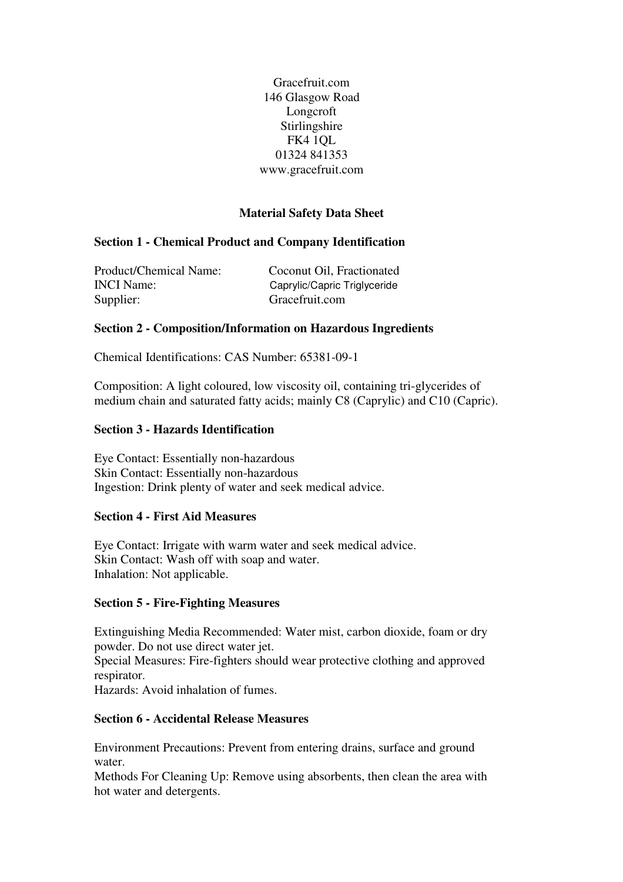Gracefruit.com
146 Glasgow Road
Longcroft
Stirlingshire
FK4 1QL
01324 841353
www.gracefruit.com

# Material Safety Data Sheet

## Section 1 - Chemical Product and Company Identification

| | |
|---|---|
| Product/Chemical Name: | Coconut Oil, Fractionated |
| INCI Name: | Caprylic/Capric Triglyceride |
| Supplier: | Gracefruit.com |

## Section 2 - Composition/Information on Hazardous Ingredients

Chemical Identifications: CAS Number: 65381-09-1

Composition: A light coloured, low viscosity oil, containing tri-glycerides of medium chain and saturated fatty acids; mainly C8 (Caprylic) and C10 (Capric).

## Section 3 - Hazards Identification

Eye Contact: Essentially non-hazardous
Skin Contact: Essentially non-hazardous
Ingestion: Drink plenty of water and seek medical advice.

## Section 4 - First Aid Measures

Eye Contact: Irrigate with warm water and seek medical advice.
Skin Contact: Wash off with soap and water.
Inhalation: Not applicable.

## Section 5 - Fire-Fighting Measures

Extinguishing Media Recommended: Water mist, carbon dioxide, foam or dry powder. Do not use direct water jet.
Special Measures: Fire-fighters should wear protective clothing and approved respirator.
Hazards: Avoid inhalation of fumes.

## Section 6 - Accidental Release Measures

Environment Precautions: Prevent from entering drains, surface and ground water.
Methods For Cleaning Up: Remove using absorbents, then clean the area with hot water and detergents.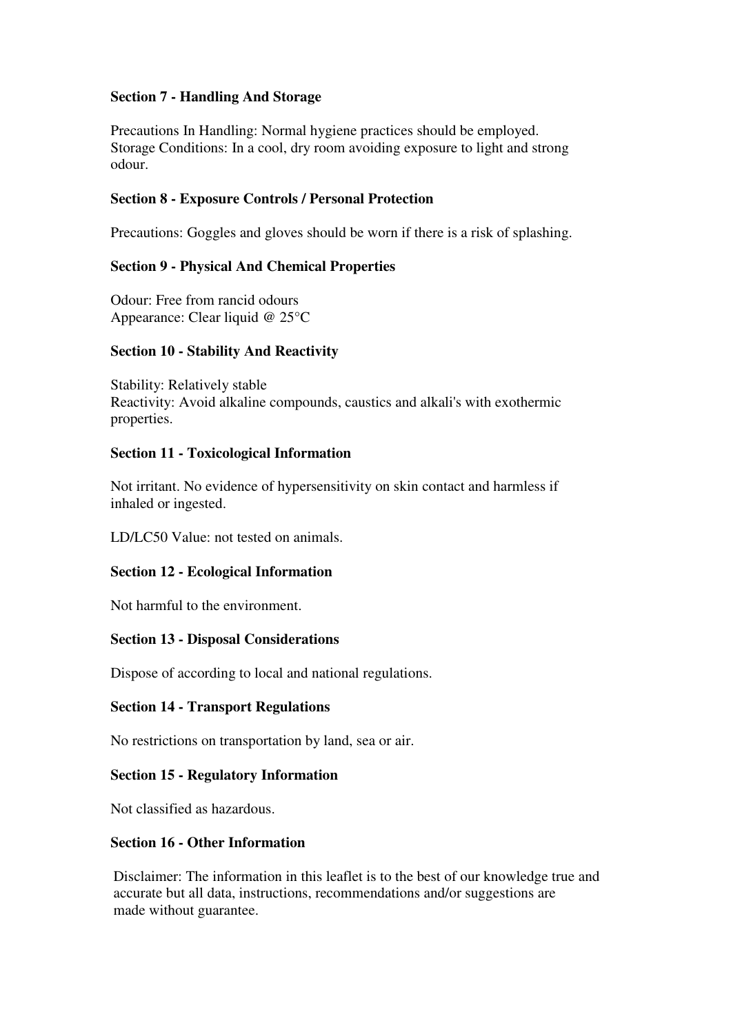**Section 7 - Handling And Storage**

Precautions In Handling: Normal hygiene practices should be employed.
Storage Conditions: In a cool, dry room avoiding exposure to light and strong odour.

**Section 8 - Exposure Controls / Personal Protection**

Precautions: Goggles and gloves should be worn if there is a risk of splashing.

**Section 9 - Physical And Chemical Properties**

Odour: Free from rancid odours
Appearance: Clear liquid @ 25°C

**Section 10 - Stability And Reactivity**

Stability: Relatively stable
Reactivity: Avoid alkaline compounds, caustics and alkali's with exothermic properties.

**Section 11 - Toxicological Information**

Not irritant. No evidence of hypersensitivity on skin contact and harmless if inhaled or ingested.

LD/LC50 Value: not tested on animals.

**Section 12 - Ecological Information**

Not harmful to the environment.

**Section 13 - Disposal Considerations**

Dispose of according to local and national regulations.

**Section 14 - Transport Regulations**

No restrictions on transportation by land, sea or air.

**Section 15 - Regulatory Information**

Not classified as hazardous.

**Section 16 - Other Information**

Disclaimer: The information in this leaflet is to the best of our knowledge true and accurate but all data, instructions, recommendations and/or suggestions are made without guarantee.